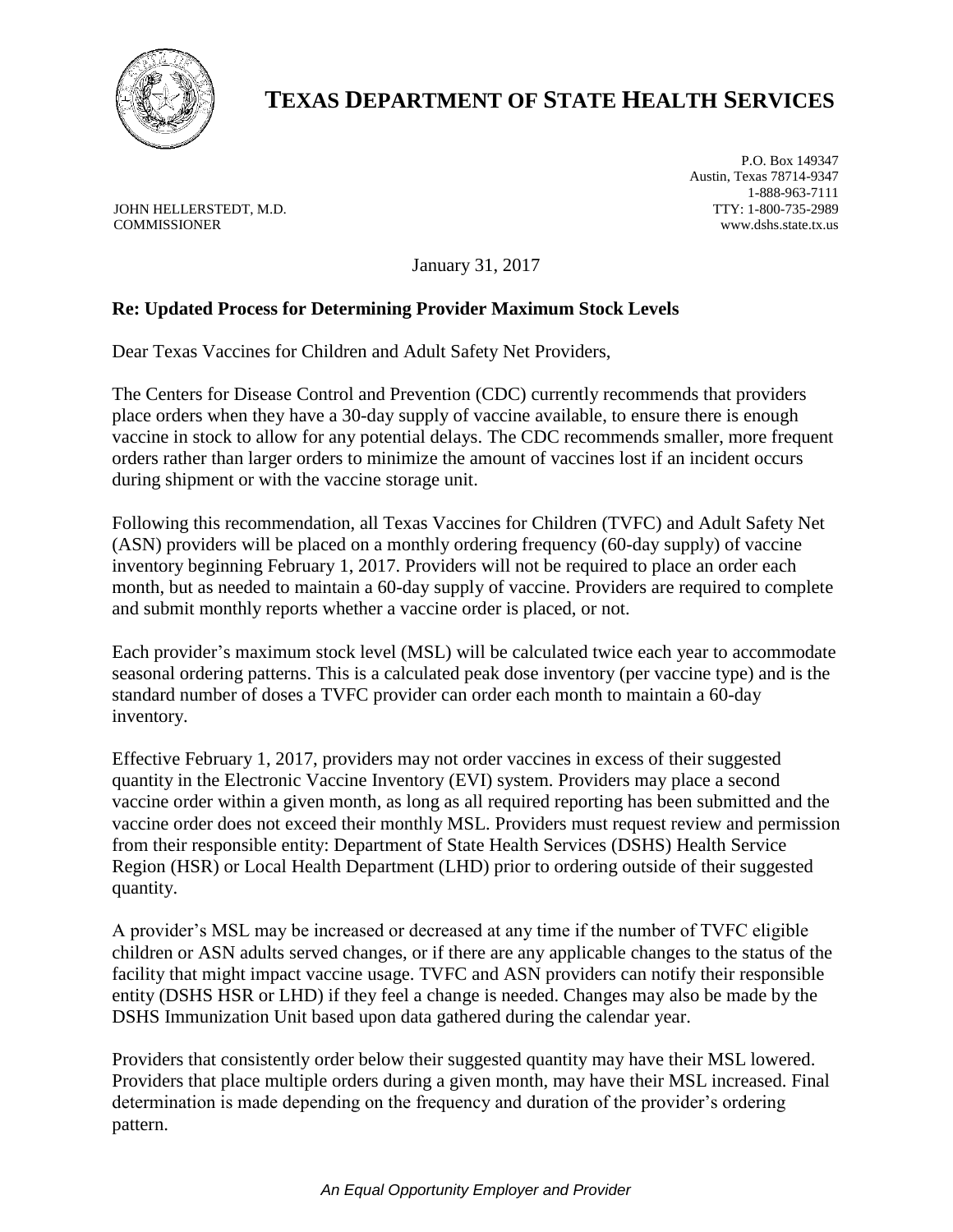# TEXAS DEPARTMENT OF STATE HEALTH SERVICES

JOHN HELLERSTEDT, M.D.
COMMISSIONER

P.O. Box 149347
Austin, Texas 78714-9347
1-888-963-7111
TTY: 1-800-735-2989
www.dshs.state.tx.us

January 31, 2017

**Re: Updated Process for Determining Provider Maximum Stock Levels**

Dear Texas Vaccines for Children and Adult Safety Net Providers,

The Centers for Disease Control and Prevention (CDC) currently recommends that providers place orders when they have a 30-day supply of vaccine available, to ensure there is enough vaccine in stock to allow for any potential delays. The CDC recommends smaller, more frequent orders rather than larger orders to minimize the amount of vaccines lost if an incident occurs during shipment or with the vaccine storage unit.

Following this recommendation, all Texas Vaccines for Children (TVFC) and Adult Safety Net (ASN) providers will be placed on a monthly ordering frequency (60-day supply) of vaccine inventory beginning February 1, 2017. Providers will not be required to place an order each month, but as needed to maintain a 60-day supply of vaccine. Providers are required to complete and submit monthly reports whether a vaccine order is placed, or not.

Each provider's maximum stock level (MSL) will be calculated twice each year to accommodate seasonal ordering patterns. This is a calculated peak dose inventory (per vaccine type) and is the standard number of doses a TVFC provider can order each month to maintain a 60-day inventory.

Effective February 1, 2017, providers may not order vaccines in excess of their suggested quantity in the Electronic Vaccine Inventory (EVI) system. Providers may place a second vaccine order within a given month, as long as all required reporting has been submitted and the vaccine order does not exceed their monthly MSL. Providers must request review and permission from their responsible entity: Department of State Health Services (DSHS) Health Service Region (HSR) or Local Health Department (LHD) prior to ordering outside of their suggested quantity.

A provider's MSL may be increased or decreased at any time if the number of TVFC eligible children or ASN adults served changes, or if there are any applicable changes to the status of the facility that might impact vaccine usage. TVFC and ASN providers can notify their responsible entity (DSHS HSR or LHD) if they feel a change is needed. Changes may also be made by the DSHS Immunization Unit based upon data gathered during the calendar year.

Providers that consistently order below their suggested quantity may have their MSL lowered. Providers that place multiple orders during a given month, may have their MSL increased. Final determination is made depending on the frequency and duration of the provider's ordering pattern.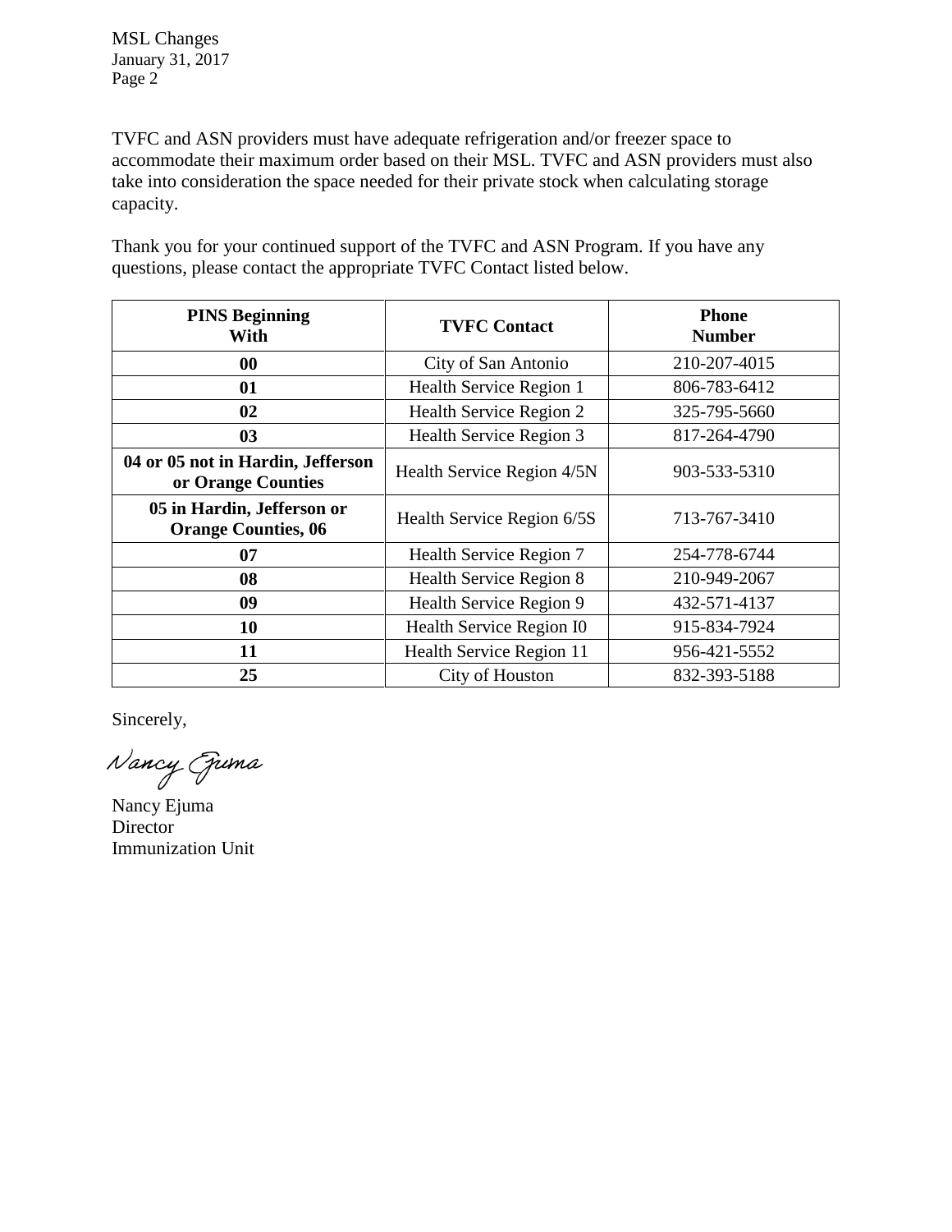TVFC and ASN providers must have adequate refrigeration and/or freezer space to accommodate their maximum order based on their MSL. TVFC and ASN providers must also take into consideration the space needed for their private stock when calculating storage capacity.

Thank you for your continued support of the TVFC and ASN Program. If you have any questions, please contact the appropriate TVFC Contact listed below.

| PINS Beginning With | TVFC Contact | Phone Number |
|---|---|---|
| **00** | City of San Antonio | 210-207-4015 |
| **01** | Health Service Region 1 | 806-783-6412 |
| **02** | Health Service Region 2 | 325-795-5660 |
| **03** | Health Service Region 3 | 817-264-4790 |
| **04 or 05 not in Hardin, Jefferson or Orange Counties** | Health Service Region 4/5N | 903-533-5310 |
| **05 in Hardin, Jefferson or Orange Counties, 06** | Health Service Region 6/5S | 713-767-3410 |
| **07** | Health Service Region 7 | 254-778-6744 |
| **08** | Health Service Region 8 | 210-949-2067 |
| **09** | Health Service Region 9 | 432-571-4137 |
| **10** | Health Service Region I0 | 915-834-7924 |
| **11** | Health Service Region 11 | 956-421-5552 |
| **25** | City of Houston | 832-393-5188 |

Sincerely,

Nancy Ejuma

Nancy Ejuma
Director
Immunization Unit